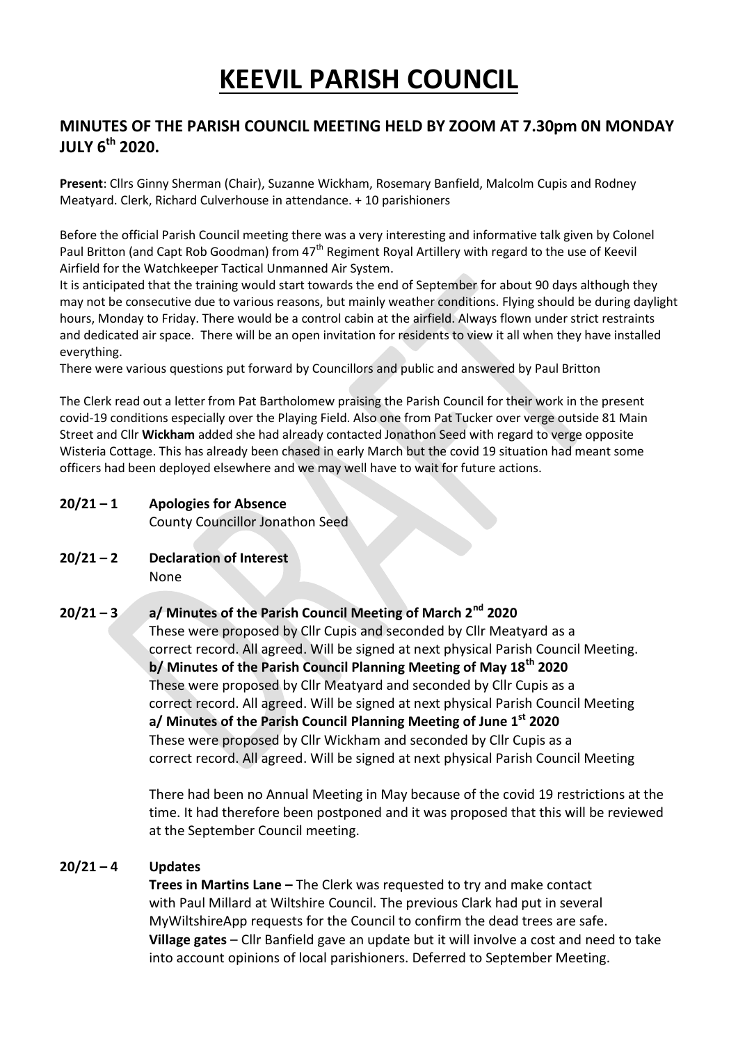# KEEVIL PARISH COUNCIL

## MINUTES OF THE PARISH COUNCIL MEETING HELD BY ZOOM AT 7.30pm 0N MONDAY JULY 6th 2020.

**Present**: Cllrs Ginny Sherman (Chair), Suzanne Wickham, Rosemary Banfield, Malcolm Cupis and Rodney Meatyard. Clerk, Richard Culverhouse in attendance. + 10 parishioners

Before the official Parish Council meeting there was a very interesting and informative talk given by Colonel Paul Britton (and Capt Rob Goodman) from 47th Regiment Royal Artillery with regard to the use of Keevil Airfield for the Watchkeeper Tactical Unmanned Air System.

It is anticipated that the training would start towards the end of September for about 90 days although they may not be consecutive due to various reasons, but mainly weather conditions. Flying should be during daylight hours, Monday to Friday. There would be a control cabin at the airfield. Always flown under strict restraints and dedicated air space. There will be an open invitation for residents to view it all when they have installed everything.

There were various questions put forward by Councillors and public and answered by Paul Britton

The Clerk read out a letter from Pat Bartholomew praising the Parish Council for their work in the present covid-19 conditions especially over the Playing Field. Also one from Pat Tucker over verge outside 81 Main Street and Cllr **Wickham** added she had already contacted Jonathon Seed with regard to verge opposite Wisteria Cottage. This has already been chased in early March but the covid 19 situation had meant some officers had been deployed elsewhere and we may well have to wait for future actions.

**20/21 – 1 Apologies for Absence**

County Councillor Jonathon Seed

**20/21 – 2 Declaration of Interest**

None

**20/21 – 3 a/ Minutes of the Parish Council Meeting of March 2nd 2020**

These were proposed by Cllr Cupis and seconded by Cllr Meatyard as a correct record. All agreed. Will be signed at next physical Parish Council Meeting.

**b/ Minutes of the Parish Council Planning Meeting of May 18th 2020**

These were proposed by Cllr Meatyard and seconded by Cllr Cupis as a correct record. All agreed. Will be signed at next physical Parish Council Meeting

**a/ Minutes of the Parish Council Planning Meeting of June 1st 2020**

These were proposed by Cllr Wickham and seconded by Cllr Cupis as a correct record. All agreed. Will be signed at next physical Parish Council Meeting

There had been no Annual Meeting in May because of the covid 19 restrictions at the time. It had therefore been postponed and it was proposed that this will be reviewed at the September Council meeting.

**20/21 – 4 Updates**

**Trees in Martins Lane –** The Clerk was requested to try and make contact with Paul Millard at Wiltshire Council. The previous Clark had put in several MyWiltshireApp requests for the Council to confirm the dead trees are safe.

**Village gates** – Cllr Banfield gave an update but it will involve a cost and need to take into account opinions of local parishioners. Deferred to September Meeting.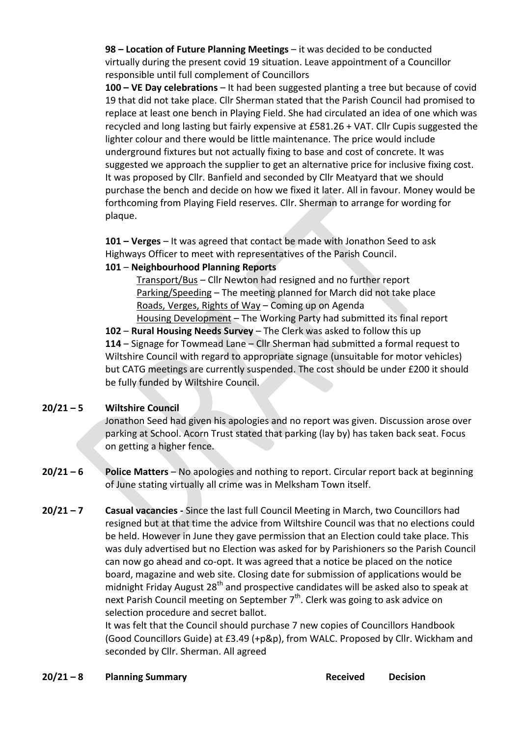**98 – Location of Future Planning Meetings** – it was decided to be conducted virtually during the present covid 19 situation. Leave appointment of a Councillor responsible until full complement of Councillors

**100 – VE Day celebrations** – It had been suggested planting a tree but because of covid 19 that did not take place. Cllr Sherman stated that the Parish Council had promised to replace at least one bench in Playing Field. She had circulated an idea of one which was recycled and long lasting but fairly expensive at £581.26 + VAT. Cllr Cupis suggested the lighter colour and there would be little maintenance. The price would include underground fixtures but not actually fixing to base and cost of concrete. It was suggested we approach the supplier to get an alternative price for inclusive fixing cost. It was proposed by Cllr. Banfield and seconded by Cllr Meatyard that we should purchase the bench and decide on how we fixed it later. All in favour. Money would be forthcoming from Playing Field reserves. Cllr. Sherman to arrange for wording for plaque.

**101 – Verges** – It was agreed that contact be made with Jonathon Seed to ask Highways Officer to meet with representatives of the Parish Council.

**101 – Neighbourhood Planning Reports**

- Transport/Bus – Cllr Newton had resigned and no further report
- Parking/Speeding – The meeting planned for March did not take place
- Roads, Verges, Rights of Way – Coming up on Agenda
- Housing Development – The Working Party had submitted its final report

**102 – Rural Housing Needs Survey** – The Clerk was asked to follow this up

**114** – Signage for Towmead Lane – Cllr Sherman had submitted a formal request to Wiltshire Council with regard to appropriate signage (unsuitable for motor vehicles) but CATG meetings are currently suspended. The cost should be under £200 it should be fully funded by Wiltshire Council.

**20/21 – 5 Wiltshire Council**

Jonathon Seed had given his apologies and no report was given. Discussion arose over parking at School. Acorn Trust stated that parking (lay by) has taken back seat. Focus on getting a higher fence.

**20/21 – 6 Police Matters** – No apologies and nothing to report. Circular report back at beginning of June stating virtually all crime was in Melksham Town itself.

**20/21 – 7 Casual vacancies -** Since the last full Council Meeting in March, two Councillors had resigned but at that time the advice from Wiltshire Council was that no elections could be held. However in June they gave permission that an Election could take place. This was duly advertised but no Election was asked for by Parishioners so the Parish Council can now go ahead and co-opt. It was agreed that a notice be placed on the notice board, magazine and web site. Closing date for submission of applications would be midnight Friday August 28th and prospective candidates will be asked also to speak at next Parish Council meeting on September 7th. Clerk was going to ask advice on selection procedure and secret ballot.

It was felt that the Council should purchase 7 new copies of Councillors Handbook (Good Councillors Guide) at £3.49 (+p&p), from WALC. Proposed by Cllr. Wickham and seconded by Cllr. Sherman. All agreed

**20/21 – 8 Planning Summary** **Received** **Decision**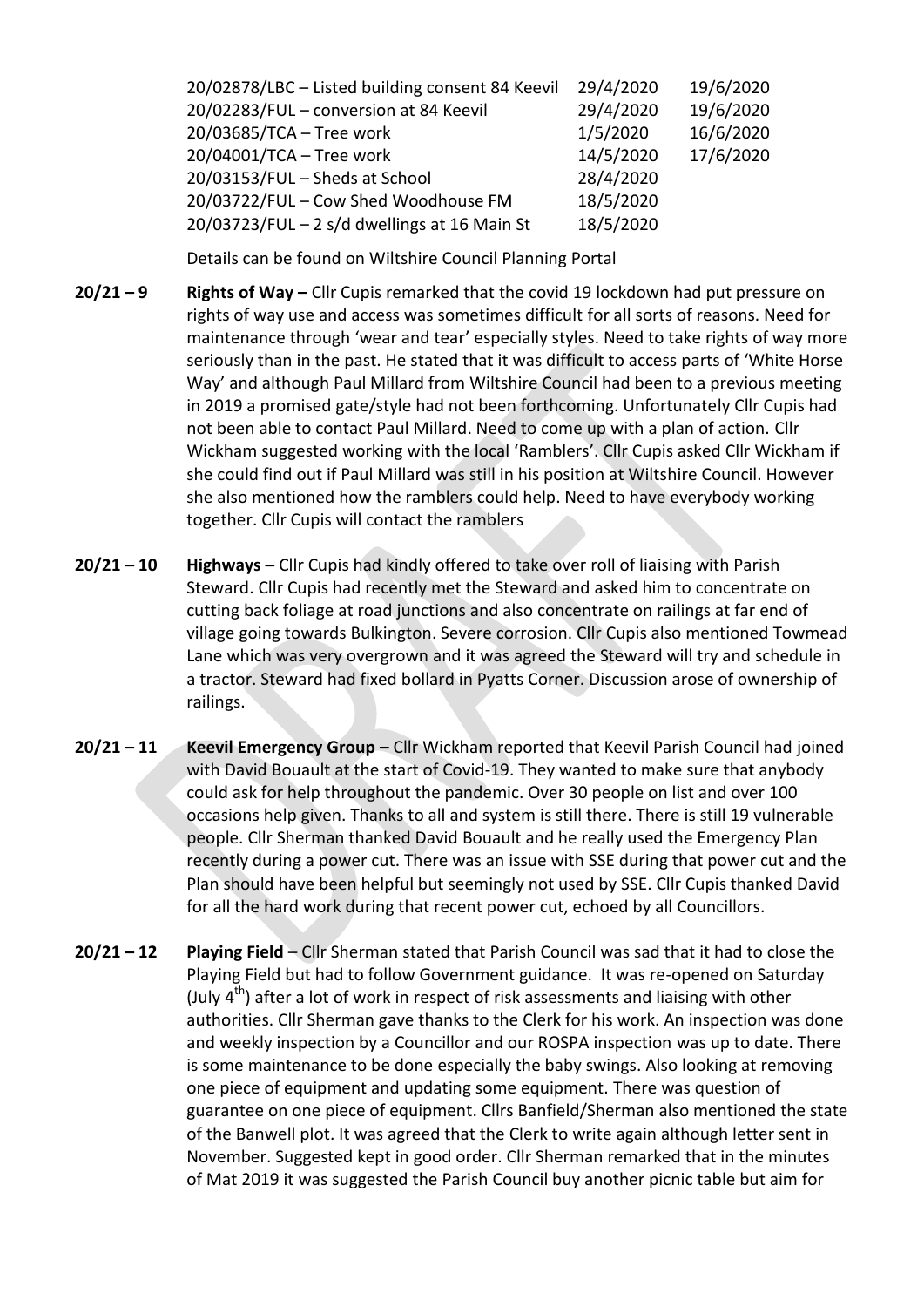| | | |
|---|---|---|
| 20/02878/LBC – Listed building consent 84 Keevil | 29/4/2020 | 19/6/2020 |
| 20/02283/FUL – conversion at 84 Keevil | 29/4/2020 | 19/6/2020 |
| 20/03685/TCA – Tree work | 1/5/2020 | 16/6/2020 |
| 20/04001/TCA – Tree work | 14/5/2020 | 17/6/2020 |
| 20/03153/FUL – Sheds at School | 28/4/2020 | |
| 20/03722/FUL – Cow Shed Woodhouse FM | 18/5/2020 | |
| 20/03723/FUL – 2 s/d dwellings at 16 Main St | 18/5/2020 | |

Details can be found on Wiltshire Council Planning Portal

**20/21 – 9** **Rights of Way –** Cllr Cupis remarked that the covid 19 lockdown had put pressure on rights of way use and access was sometimes difficult for all sorts of reasons. Need for maintenance through 'wear and tear' especially styles. Need to take rights of way more seriously than in the past. He stated that it was difficult to access parts of 'White Horse Way' and although Paul Millard from Wiltshire Council had been to a previous meeting in 2019 a promised gate/style had not been forthcoming. Unfortunately Cllr Cupis had not been able to contact Paul Millard. Need to come up with a plan of action. Cllr Wickham suggested working with the local 'Ramblers'. Cllr Cupis asked Cllr Wickham if she could find out if Paul Millard was still in his position at Wiltshire Council. However she also mentioned how the ramblers could help. Need to have everybody working together. Cllr Cupis will contact the ramblers

**20/21 – 10** **Highways –** Cllr Cupis had kindly offered to take over roll of liaising with Parish Steward. Cllr Cupis had recently met the Steward and asked him to concentrate on cutting back foliage at road junctions and also concentrate on railings at far end of village going towards Bulkington. Severe corrosion. Cllr Cupis also mentioned Towmead Lane which was very overgrown and it was agreed the Steward will try and schedule in a tractor. Steward had fixed bollard in Pyatts Corner. Discussion arose of ownership of railings.

**20/21 – 11** **Keevil Emergency Group –** Cllr Wickham reported that Keevil Parish Council had joined with David Bouault at the start of Covid-19. They wanted to make sure that anybody could ask for help throughout the pandemic. Over 30 people on list and over 100 occasions help given. Thanks to all and system is still there. There is still 19 vulnerable people. Cllr Sherman thanked David Bouault and he really used the Emergency Plan recently during a power cut. There was an issue with SSE during that power cut and the Plan should have been helpful but seemingly not used by SSE. Cllr Cupis thanked David for all the hard work during that recent power cut, echoed by all Councillors.

**20/21 – 12** **Playing Field** – Cllr Sherman stated that Parish Council was sad that it had to close the Playing Field but had to follow Government guidance. It was re-opened on Saturday (July 4th) after a lot of work in respect of risk assessments and liaising with other authorities. Cllr Sherman gave thanks to the Clerk for his work. An inspection was done and weekly inspection by a Councillor and our ROSPA inspection was up to date. There is some maintenance to be done especially the baby swings. Also looking at removing one piece of equipment and updating some equipment. There was question of guarantee on one piece of equipment. Cllrs Banfield/Sherman also mentioned the state of the Banwell plot. It was agreed that the Clerk to write again although letter sent in November. Suggested kept in good order. Cllr Sherman remarked that in the minutes of Mat 2019 it was suggested the Parish Council buy another picnic table but aim for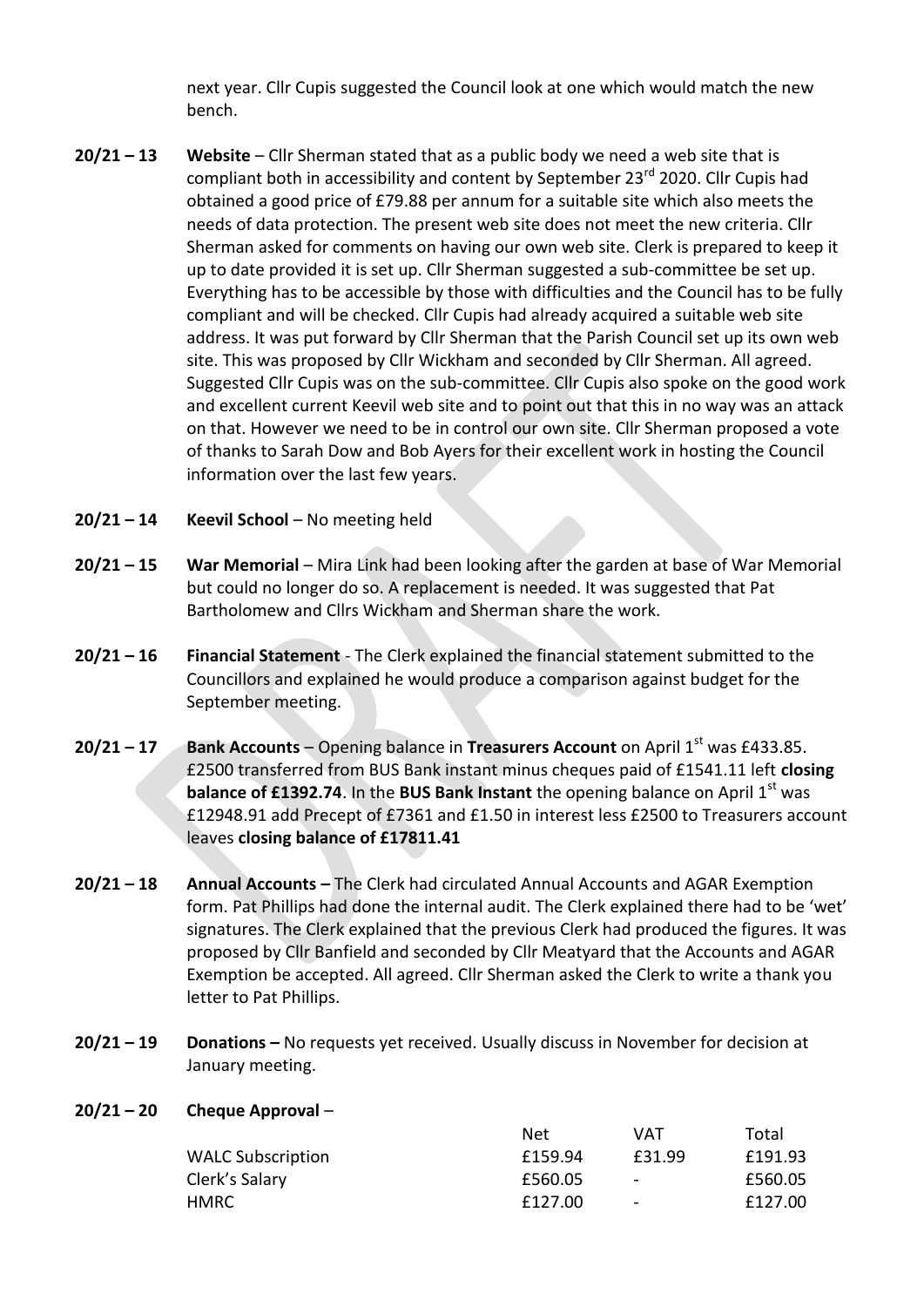next year. Cllr Cupis suggested the Council look at one which would match the new bench.

**20/21 – 13** **Website** – Cllr Sherman stated that as a public body we need a web site that is compliant both in accessibility and content by September 23rd 2020. Cllr Cupis had obtained a good price of £79.88 per annum for a suitable site which also meets the needs of data protection. The present web site does not meet the new criteria. Cllr Sherman asked for comments on having our own web site. Clerk is prepared to keep it up to date provided it is set up. Cllr Sherman suggested a sub-committee be set up. Everything has to be accessible by those with difficulties and the Council has to be fully compliant and will be checked. Cllr Cupis had already acquired a suitable web site address. It was put forward by Cllr Sherman that the Parish Council set up its own web site. This was proposed by Cllr Wickham and seconded by Cllr Sherman. All agreed. Suggested Cllr Cupis was on the sub-committee. Cllr Cupis also spoke on the good work and excellent current Keevil web site and to point out that this in no way was an attack on that. However we need to be in control our own site. Cllr Sherman proposed a vote of thanks to Sarah Dow and Bob Ayers for their excellent work in hosting the Council information over the last few years.

**20/21 – 14** **Keevil School** – No meeting held

**20/21 – 15** **War Memorial** – Mira Link had been looking after the garden at base of War Memorial but could no longer do so. A replacement is needed. It was suggested that Pat Bartholomew and Cllrs Wickham and Sherman share the work.

**20/21 – 16** **Financial Statement** - The Clerk explained the financial statement submitted to the Councillors and explained he would produce a comparison against budget for the September meeting.

**20/21 – 17** **Bank Accounts** – Opening balance in **Treasurers Account** on April 1st was £433.85. £2500 transferred from BUS Bank instant minus cheques paid of £1541.11 left **closing balance of £1392.74**. In the **BUS Bank Instant** the opening balance on April 1st was £12948.91 add Precept of £7361 and £1.50 in interest less £2500 to Treasurers account leaves **closing balance of £17811.41**

**20/21 – 18** **Annual Accounts –** The Clerk had circulated Annual Accounts and AGAR Exemption form. Pat Phillips had done the internal audit. The Clerk explained there had to be 'wet' signatures. The Clerk explained that the previous Clerk had produced the figures. It was proposed by Cllr Banfield and seconded by Cllr Meatyard that the Accounts and AGAR Exemption be accepted. All agreed. Cllr Sherman asked the Clerk to write a thank you letter to Pat Phillips.

**20/21 – 19** **Donations –** No requests yet received. Usually discuss in November for decision at January meeting.

**20/21 – 20** **Cheque Approval** –

| | Net | VAT | Total |
|---|---|---|---|
| WALC Subscription | £159.94 | £31.99 | £191.93 |
| Clerk's Salary | £560.05 | - | £560.05 |
| HMRC | £127.00 | - | £127.00 |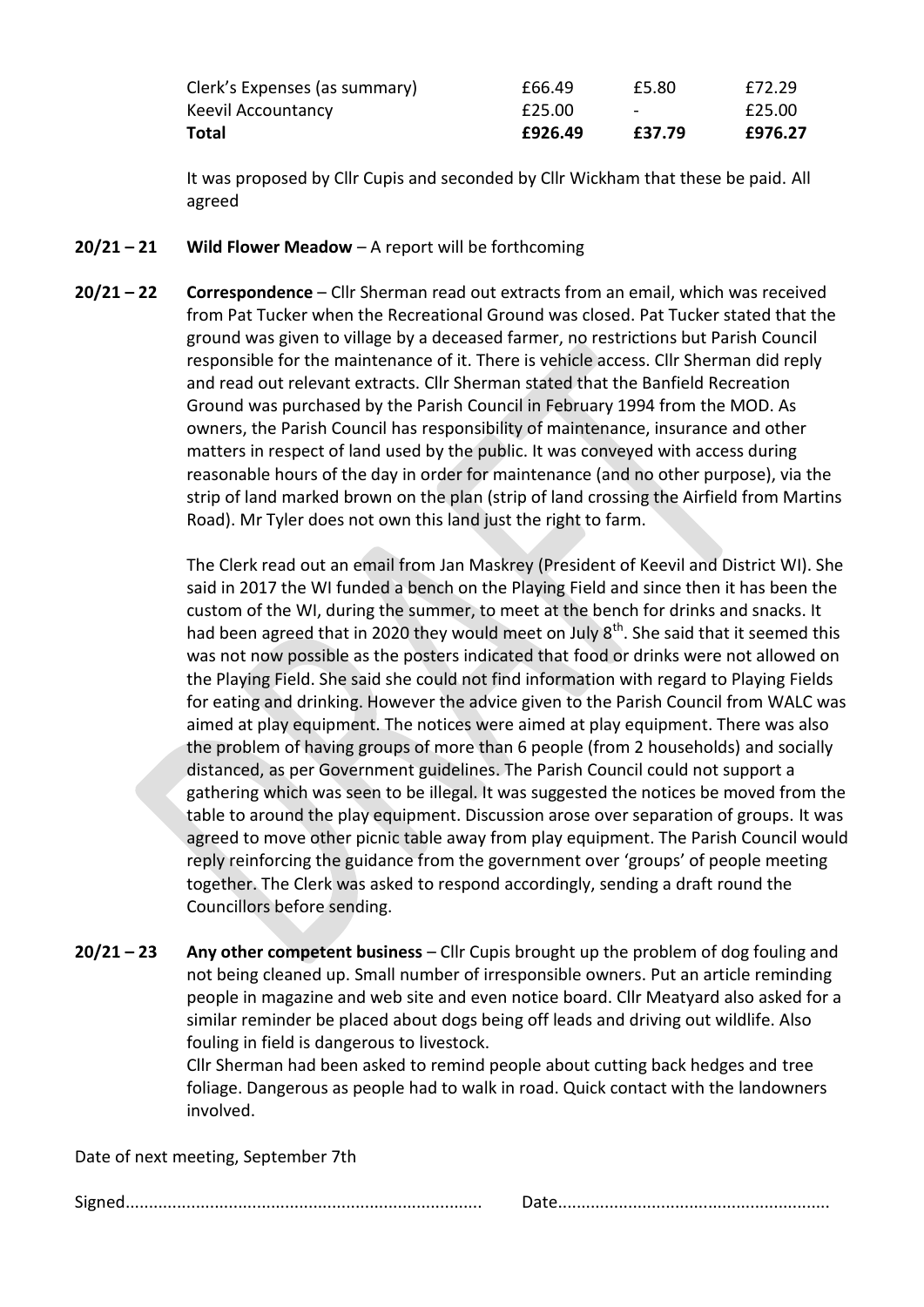| | | | |
|---|---|---|---|
| Clerk's Expenses (as summary) | £66.49 | £5.80 | £72.29 |
| Keevil Accountancy | £25.00 | - | £25.00 |
| **Total** | **£926.49** | **£37.79** | **£976.27** |

It was proposed by Cllr Cupis and seconded by Cllr Wickham that these be paid. All agreed

**20/21 – 21** **Wild Flower Meadow** – A report will be forthcoming

**20/21 – 22** **Correspondence** – Cllr Sherman read out extracts from an email, which was received from Pat Tucker when the Recreational Ground was closed. Pat Tucker stated that the ground was given to village by a deceased farmer, no restrictions but Parish Council responsible for the maintenance of it. There is vehicle access. Cllr Sherman did reply and read out relevant extracts. Cllr Sherman stated that the Banfield Recreation Ground was purchased by the Parish Council in February 1994 from the MOD. As owners, the Parish Council has responsibility of maintenance, insurance and other matters in respect of land used by the public. It was conveyed with access during reasonable hours of the day in order for maintenance (and no other purpose), via the strip of land marked brown on the plan (strip of land crossing the Airfield from Martins Road). Mr Tyler does not own this land just the right to farm.

The Clerk read out an email from Jan Maskrey (President of Keevil and District WI). She said in 2017 the WI funded a bench on the Playing Field and since then it has been the custom of the WI, during the summer, to meet at the bench for drinks and snacks. It had been agreed that in 2020 they would meet on July 8th. She said that it seemed this was not now possible as the posters indicated that food or drinks were not allowed on the Playing Field. She said she could not find information with regard to Playing Fields for eating and drinking. However the advice given to the Parish Council from WALC was aimed at play equipment. The notices were aimed at play equipment. There was also the problem of having groups of more than 6 people (from 2 households) and socially distanced, as per Government guidelines. The Parish Council could not support a gathering which was seen to be illegal. It was suggested the notices be moved from the table to around the play equipment. Discussion arose over separation of groups. It was agreed to move other picnic table away from play equipment. The Parish Council would reply reinforcing the guidance from the government over 'groups' of people meeting together. The Clerk was asked to respond accordingly, sending a draft round the Councillors before sending.

**20/21 – 23** **Any other competent business** – Cllr Cupis brought up the problem of dog fouling and not being cleaned up. Small number of irresponsible owners. Put an article reminding people in magazine and web site and even notice board. Cllr Meatyard also asked for a similar reminder be placed about dogs being off leads and driving out wildlife. Also fouling in field is dangerous to livestock.
Cllr Sherman had been asked to remind people about cutting back hedges and tree foliage. Dangerous as people had to walk in road. Quick contact with the landowners involved.

Date of next meeting, September 7th

Signed.......................................................................... Date.........................................................